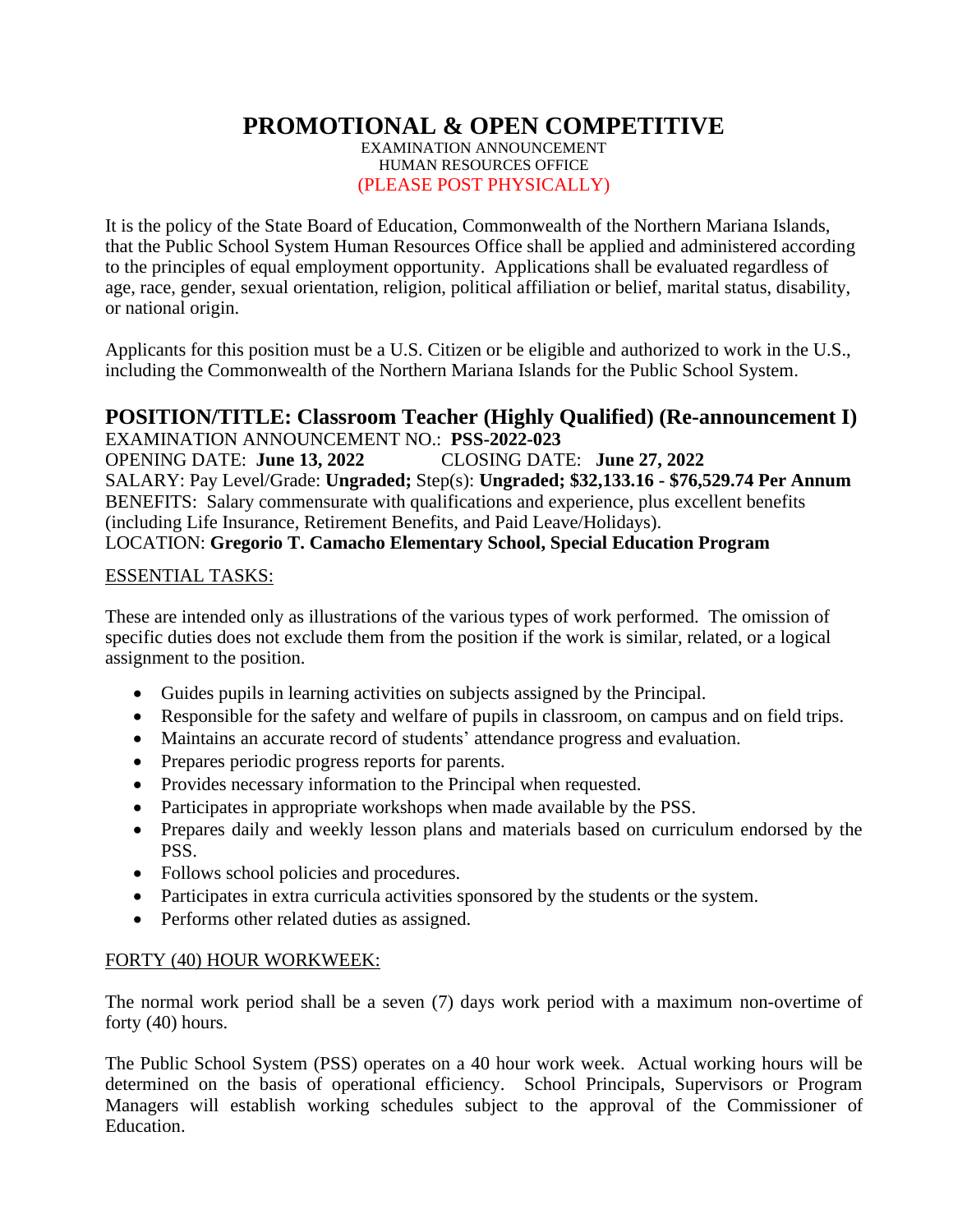# PROMOTIONAL & OPEN COMPETITIVE

EXAMINATION ANNOUNCEMENT
HUMAN RESOURCES OFFICE
(PLEASE POST PHYSICALLY)

It is the policy of the State Board of Education, Commonwealth of the Northern Mariana Islands, that the Public School System Human Resources Office shall be applied and administered according to the principles of equal employment opportunity. Applications shall be evaluated regardless of age, race, gender, sexual orientation, religion, political affiliation or belief, marital status, disability, or national origin.

Applicants for this position must be a U.S. Citizen or be eligible and authorized to work in the U.S., including the Commonwealth of the Northern Mariana Islands for the Public School System.

## POSITION/TITLE: Classroom Teacher (Highly Qualified) (Re-announcement I)

EXAMINATION ANNOUNCEMENT NO.: **PSS-2022-023**
OPENING DATE: **June 13, 2022** CLOSING DATE: **June 27, 2022**
SALARY: Pay Level/Grade: **Ungraded;** Step(s): **Ungraded; $32,133.16 - $76,529.74 Per Annum**
BENEFITS: Salary commensurate with qualifications and experience, plus excellent benefits (including Life Insurance, Retirement Benefits, and Paid Leave/Holidays).
LOCATION: **Gregorio T. Camacho Elementary School, Special Education Program**

ESSENTIAL TASKS:

These are intended only as illustrations of the various types of work performed. The omission of specific duties does not exclude them from the position if the work is similar, related, or a logical assignment to the position.

- Guides pupils in learning activities on subjects assigned by the Principal.
- Responsible for the safety and welfare of pupils in classroom, on campus and on field trips.
- Maintains an accurate record of students' attendance progress and evaluation.
- Prepares periodic progress reports for parents.
- Provides necessary information to the Principal when requested.
- Participates in appropriate workshops when made available by the PSS.
- Prepares daily and weekly lesson plans and materials based on curriculum endorsed by the PSS.
- Follows school policies and procedures.
- Participates in extra curricula activities sponsored by the students or the system.
- Performs other related duties as assigned.

FORTY (40) HOUR WORKWEEK:

The normal work period shall be a seven (7) days work period with a maximum non-overtime of forty (40) hours.

The Public School System (PSS) operates on a 40 hour work week. Actual working hours will be determined on the basis of operational efficiency. School Principals, Supervisors or Program Managers will establish working schedules subject to the approval of the Commissioner of Education.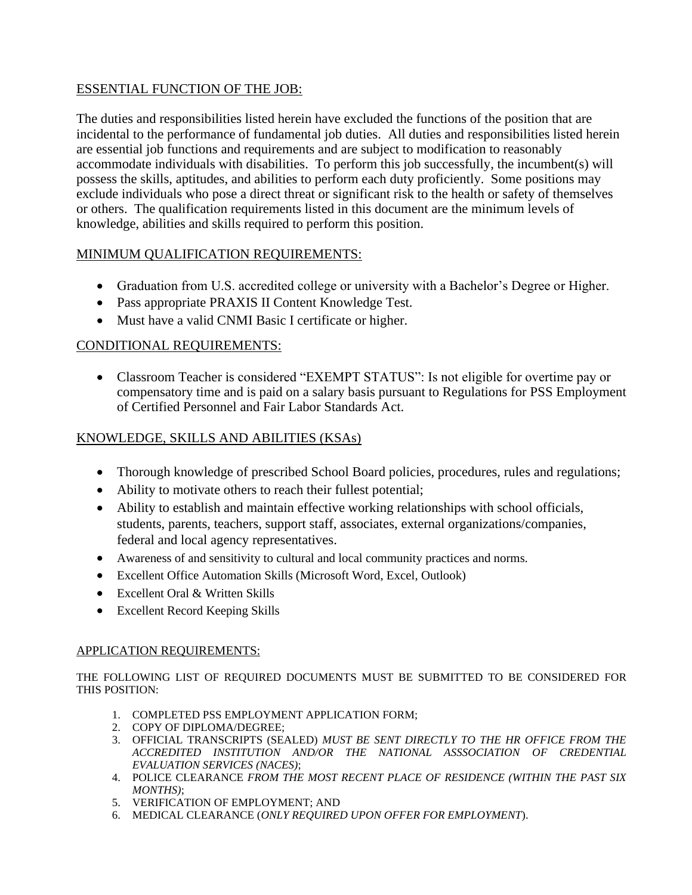## ESSENTIAL FUNCTION OF THE JOB:

The duties and responsibilities listed herein have excluded the functions of the position that are incidental to the performance of fundamental job duties. All duties and responsibilities listed herein are essential job functions and requirements and are subject to modification to reasonably accommodate individuals with disabilities. To perform this job successfully, the incumbent(s) will possess the skills, aptitudes, and abilities to perform each duty proficiently. Some positions may exclude individuals who pose a direct threat or significant risk to the health or safety of themselves or others. The qualification requirements listed in this document are the minimum levels of knowledge, abilities and skills required to perform this position.

## MINIMUM QUALIFICATION REQUIREMENTS:

- Graduation from U.S. accredited college or university with a Bachelor's Degree or Higher.
- Pass appropriate PRAXIS II Content Knowledge Test.
- Must have a valid CNMI Basic I certificate or higher.

## CONDITIONAL REQUIREMENTS:

- Classroom Teacher is considered "EXEMPT STATUS": Is not eligible for overtime pay or compensatory time and is paid on a salary basis pursuant to Regulations for PSS Employment of Certified Personnel and Fair Labor Standards Act.

## KNOWLEDGE, SKILLS AND ABILITIES (KSAs)

- Thorough knowledge of prescribed School Board policies, procedures, rules and regulations;
- Ability to motivate others to reach their fullest potential;
- Ability to establish and maintain effective working relationships with school officials, students, parents, teachers, support staff, associates, external organizations/companies, federal and local agency representatives.
- Awareness of and sensitivity to cultural and local community practices and norms.
- Excellent Office Automation Skills (Microsoft Word, Excel, Outlook)
- Excellent Oral & Written Skills
- Excellent Record Keeping Skills

## APPLICATION REQUIREMENTS:

THE FOLLOWING LIST OF REQUIRED DOCUMENTS MUST BE SUBMITTED TO BE CONSIDERED FOR THIS POSITION:

1. COMPLETED PSS EMPLOYMENT APPLICATION FORM;
2. COPY OF DIPLOMA/DEGREE;
3. OFFICIAL TRANSCRIPTS (SEALED) *MUST BE SENT DIRECTLY TO THE HR OFFICE FROM THE ACCREDITED INSTITUTION AND/OR THE NATIONAL ASSSOCIATION OF CREDENTIAL EVALUATION SERVICES (NACES)*;
4. POLICE CLEARANCE *FROM THE MOST RECENT PLACE OF RESIDENCE (WITHIN THE PAST SIX MONTHS)*;
5. VERIFICATION OF EMPLOYMENT; AND
6. MEDICAL CLEARANCE (*ONLY REQUIRED UPON OFFER FOR EMPLOYMENT*).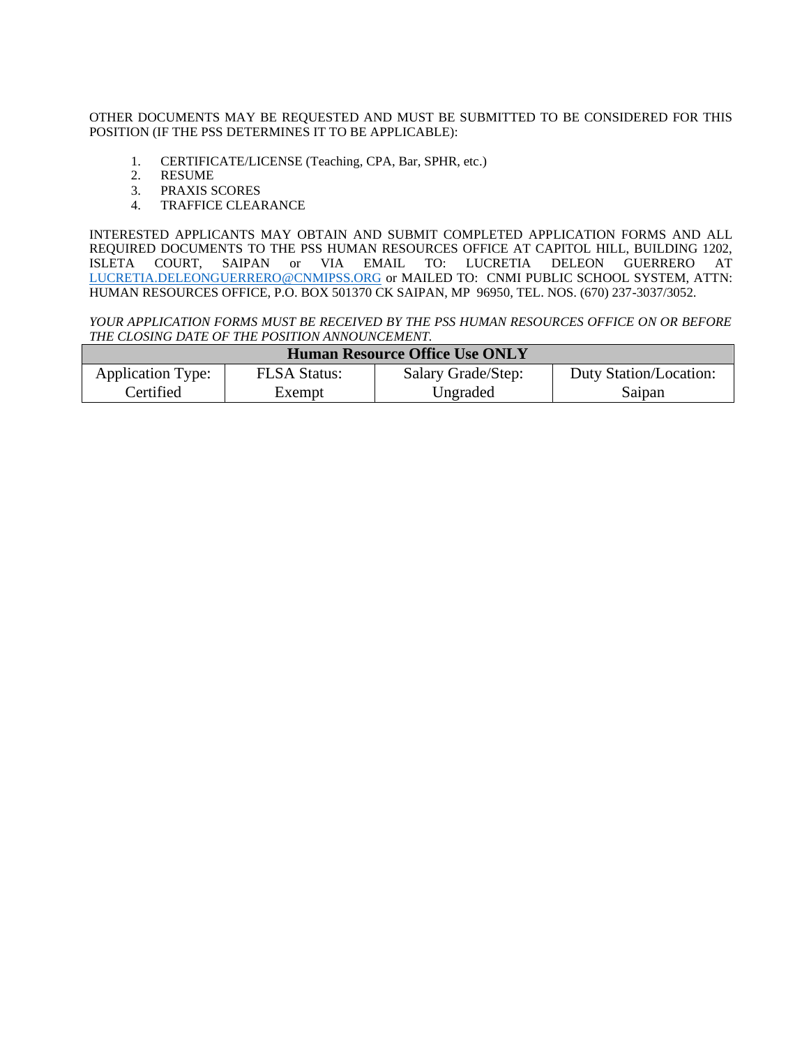OTHER DOCUMENTS MAY BE REQUESTED AND MUST BE SUBMITTED TO BE CONSIDERED FOR THIS POSITION (IF THE PSS DETERMINES IT TO BE APPLICABLE):

1. CERTIFICATE/LICENSE (Teaching, CPA, Bar, SPHR, etc.)
2. RESUME
3. PRAXIS SCORES
4. TRAFFICE CLEARANCE

INTERESTED APPLICANTS MAY OBTAIN AND SUBMIT COMPLETED APPLICATION FORMS AND ALL REQUIRED DOCUMENTS TO THE PSS HUMAN RESOURCES OFFICE AT CAPITOL HILL, BUILDING 1202, ISLETA COURT, SAIPAN or VIA EMAIL TO: LUCRETIA DELEON GUERRERO AT LUCRETIA.DELEONGUERRERO@CNMIPSS.ORG or MAILED TO: CNMI PUBLIC SCHOOL SYSTEM, ATTN: HUMAN RESOURCES OFFICE, P.O. BOX 501370 CK SAIPAN, MP 96950, TEL. NOS. (670) 237-3037/3052.

*YOUR APPLICATION FORMS MUST BE RECEIVED BY THE PSS HUMAN RESOURCES OFFICE ON OR BEFORE THE CLOSING DATE OF THE POSITION ANNOUNCEMENT.*

| **Human Resource Office Use ONLY** | | | |
|---|---|---|---|
| Application Type: Certified | FLSA Status: Exempt | Salary Grade/Step: Ungraded | Duty Station/Location: Saipan |